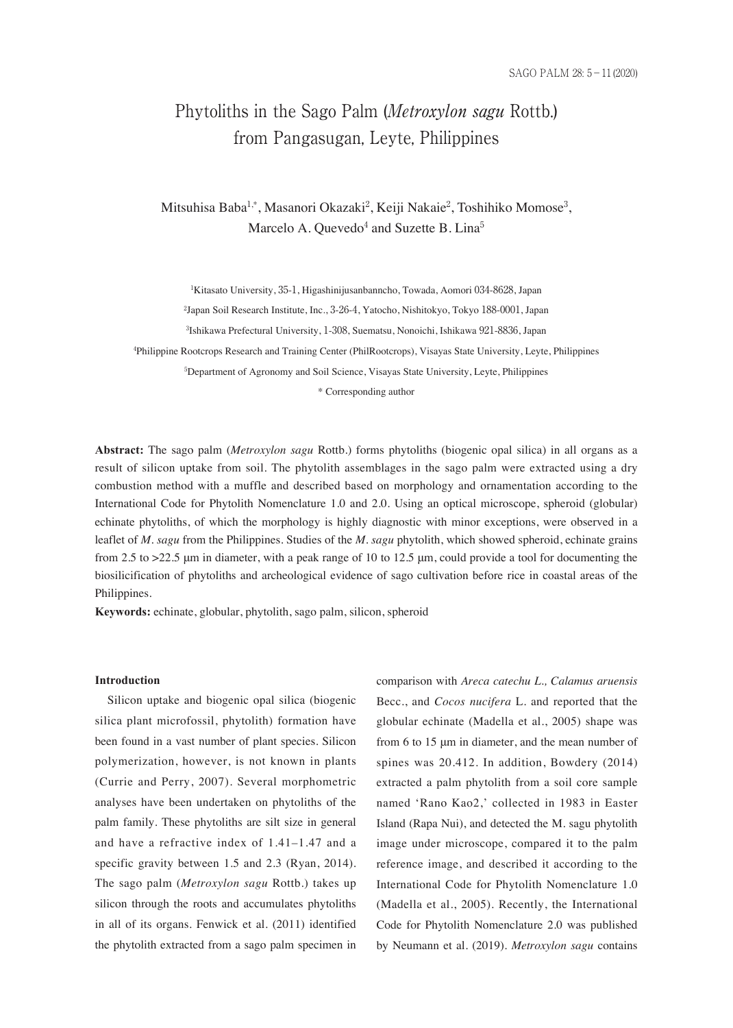# Phytoliths in the Sago Palm (*Metroxylon sagu* Rottb.) from Pangasugan, Leyte, Philippines

Mitsuhisa Baba[1,*], Masanori Okazaki[2], Keiji Nakaie[2], Toshihiko Momose[3], Marcelo A. Quevedo[4] and Suzette B. Lina[5]

[1]Kitasato University, 35-1, Higashinijusanbanncho, Towada, Aomori 034-8628, Japan

[2]Japan Soil Research Institute, Inc., 3-26-4, Yatocho, Nishitokyo, Tokyo 188-0001, Japan

[3]Ishikawa Prefectural University, 1-308, Suematsu, Nonoichi, Ishikawa 921-8836, Japan

[4]Philippine Rootcrops Research and Training Center (PhilRootcrops), Visayas State University, Leyte, Philippines

[5]Department of Agronomy and Soil Science, Visayas State University, Leyte, Philippines

* Corresponding author

**Abstract:** The sago palm (*Metroxylon sagu* Rottb.) forms phytoliths (biogenic opal silica) in all organs as a result of silicon uptake from soil. The phytolith assemblages in the sago palm were extracted using a dry combustion method with a muffle and described based on morphology and ornamentation according to the International Code for Phytolith Nomenclature 1.0 and 2.0. Using an optical microscope, spheroid (globular) echinate phytoliths, of which the morphology is highly diagnostic with minor exceptions, were observed in a leaflet of *M. sagu* from the Philippines. Studies of the *M. sagu* phytolith, which showed spheroid, echinate grains from 2.5 to >22.5 μm in diameter, with a peak range of 10 to 12.5 μm, could provide a tool for documenting the biosilicification of phytoliths and archeological evidence of sago cultivation before rice in coastal areas of the Philippines.

**Keywords:** echinate, globular, phytolith, sago palm, silicon, spheroid

## Introduction

Silicon uptake and biogenic opal silica (biogenic silica plant microfossil, phytolith) formation have been found in a vast number of plant species. Silicon polymerization, however, is not known in plants (Currie and Perry, 2007). Several morphometric analyses have been undertaken on phytoliths of the palm family. These phytoliths are silt size in general and have a refractive index of 1.41–1.47 and a specific gravity between 1.5 and 2.3 (Ryan, 2014). The sago palm (*Metroxylon sagu* Rottb.) takes up silicon through the roots and accumulates phytoliths in all of its organs. Fenwick et al. (2011) identified the phytolith extracted from a sago palm specimen in comparison with *Areca catechu L., Calamus aruensis* Becc., and *Cocos nucifera* L. and reported that the globular echinate (Madella et al., 2005) shape was from 6 to 15 μm in diameter, and the mean number of spines was 20.412. In addition, Bowdery (2014) extracted a palm phytolith from a soil core sample named 'Rano Kao2,' collected in 1983 in Easter Island (Rapa Nui), and detected the M. sagu phytolith image under microscope, compared it to the palm reference image, and described it according to the International Code for Phytolith Nomenclature 1.0 (Madella et al., 2005). Recently, the International Code for Phytolith Nomenclature 2.0 was published by Neumann et al. (2019). *Metroxylon sagu* contains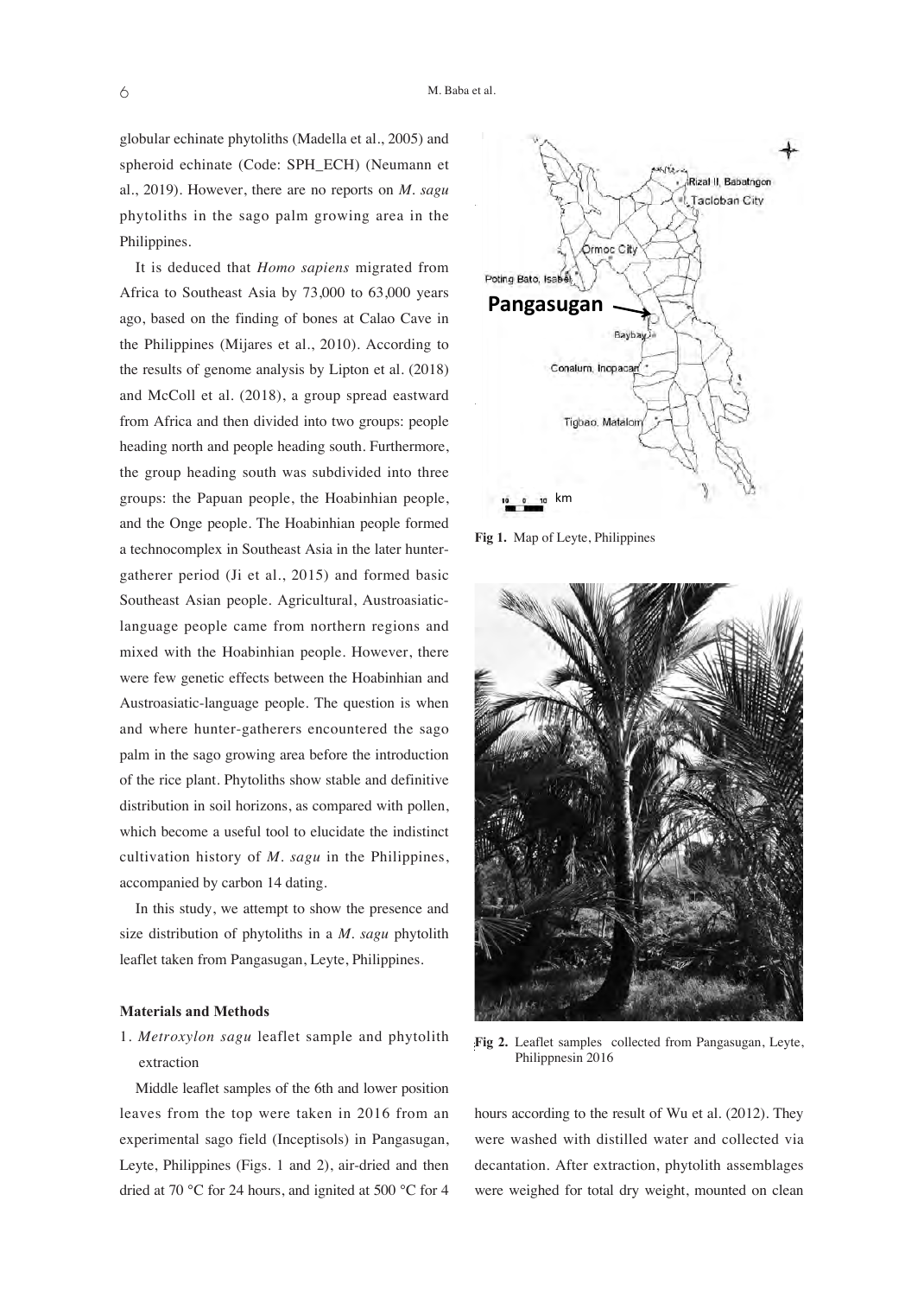globular echinate phytoliths (Madella et al., 2005) and spheroid echinate (Code: SPH_ECH) (Neumann et al., 2019). However, there are no reports on *M. sagu* phytoliths in the sago palm growing area in the Philippines.

It is deduced that *Homo sapiens* migrated from Africa to Southeast Asia by 73,000 to 63,000 years ago, based on the finding of bones at Calao Cave in the Philippines (Mijares et al., 2010). According to the results of genome analysis by Lipton et al. (2018) and McColl et al. (2018), a group spread eastward from Africa and then divided into two groups: people heading north and people heading south. Furthermore, the group heading south was subdivided into three groups: the Papuan people, the Hoabinhian people, and the Onge people. The Hoabinhian people formed a technocomplex in Southeast Asia in the later hunter-gatherer period (Ji et al., 2015) and formed basic Southeast Asian people. Agricultural, Austroasiatic-language people came from northern regions and mixed with the Hoabinhian people. However, there were few genetic effects between the Hoabinhian and Austroasiatic-language people. The question is when and where hunter-gatherers encountered the sago palm in the sago growing area before the introduction of the rice plant. Phytoliths show stable and definitive distribution in soil horizons, as compared with pollen, which become a useful tool to elucidate the indistinct cultivation history of *M. sagu* in the Philippines, accompanied by carbon 14 dating.

In this study, we attempt to show the presence and size distribution of phytoliths in a *M. sagu* phytolith leaflet taken from Pangasugan, Leyte, Philippines.

**Materials and Methods**

1. *Metroxylon sagu* leaflet sample and phytolith extraction

Middle leaflet samples of the 6th and lower position leaves from the top were taken in 2016 from an experimental sago field (Inceptisols) in Pangasugan, Leyte, Philippines (Figs. 1 and 2), air-dried and then dried at 70 °C for 24 hours, and ignited at 500 °C for 4 hours according to the result of Wu et al. (2012). They were washed with distilled water and collected via decantation. After extraction, phytolith assemblages were weighed for total dry weight, mounted on clean

**Fig 1.** Map of Leyte, Philippines

**Fig 2.** Leaflet samples collected from Pangasugan, Leyte, Philippnesin 2016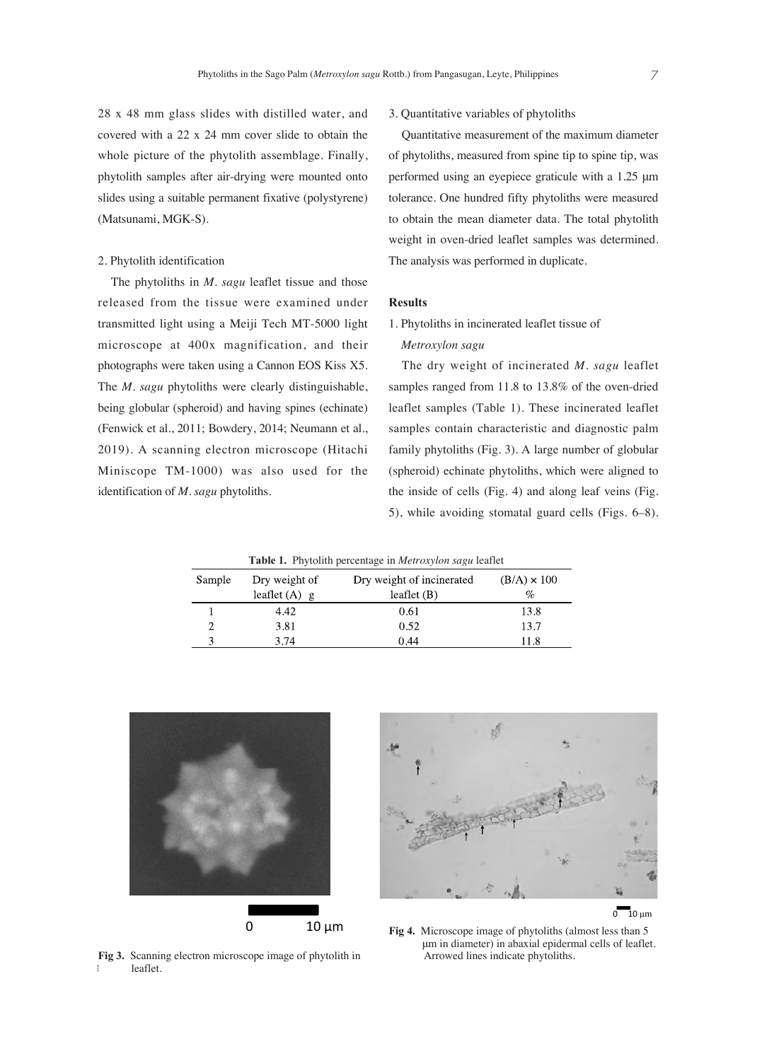28 x 48 mm glass slides with distilled water, and covered with a 22 x 24 mm cover slide to obtain the whole picture of the phytolith assemblage. Finally, phytolith samples after air-drying were mounted onto slides using a suitable permanent fixative (polystyrene) (Matsunami, MGK-S).

2. Phytolith identification

The phytoliths in *M. sagu* leaflet tissue and those released from the tissue were examined under transmitted light using a Meiji Tech MT-5000 light microscope at 400x magnification, and their photographs were taken using a Cannon EOS Kiss X5. The *M. sagu* phytoliths were clearly distinguishable, being globular (spheroid) and having spines (echinate) (Fenwick et al., 2011; Bowdery, 2014; Neumann et al., 2019). A scanning electron microscope (Hitachi Miniscope TM-1000) was also used for the identification of *M. sagu* phytoliths.

3. Quantitative variables of phytoliths

Quantitative measurement of the maximum diameter of phytoliths, measured from spine tip to spine tip, was performed using an eyepiece graticule with a 1.25 µm tolerance. One hundred fifty phytoliths were measured to obtain the mean diameter data. The total phytolith weight in oven-dried leaflet samples was determined. The analysis was performed in duplicate.

## Results

1. Phytoliths in incinerated leaflet tissue of *Metroxylon sagu*

The dry weight of incinerated *M. sagu* leaflet samples ranged from 11.8 to 13.8% of the oven-dried leaflet samples (Table 1). These incinerated leaflet samples contain characteristic and diagnostic palm family phytoliths (Fig. 3). A large number of globular (spheroid) echinate phytoliths, which were aligned to the inside of cells (Fig. 4) and along leaf veins (Fig. 5), while avoiding stomatal guard cells (Figs. 6–8).

**Table 1.** Phytolith percentage in *Metroxylon sagu* leaflet

| Sample | Dry weight of leaflet (A) g | Dry weight of incinerated leaflet (B) | (B/A) × 100 % |
|---|---|---|---|
| 1 | 4.42 | 0.61 | 13.8 |
| 2 | 3.81 | 0.52 | 13.7 |
| 3 | 3.74 | 0.44 | 11.8 |

0 10 µm

**Fig 3.** Scanning electron microscope image of phytolith in leaflet.

0 10 µm

**Fig 4.** Microscope image of phytoliths (almost less than 5 µm in diameter) in abaxial epidermal cells of leaflet. Arrowed lines indicate phytoliths.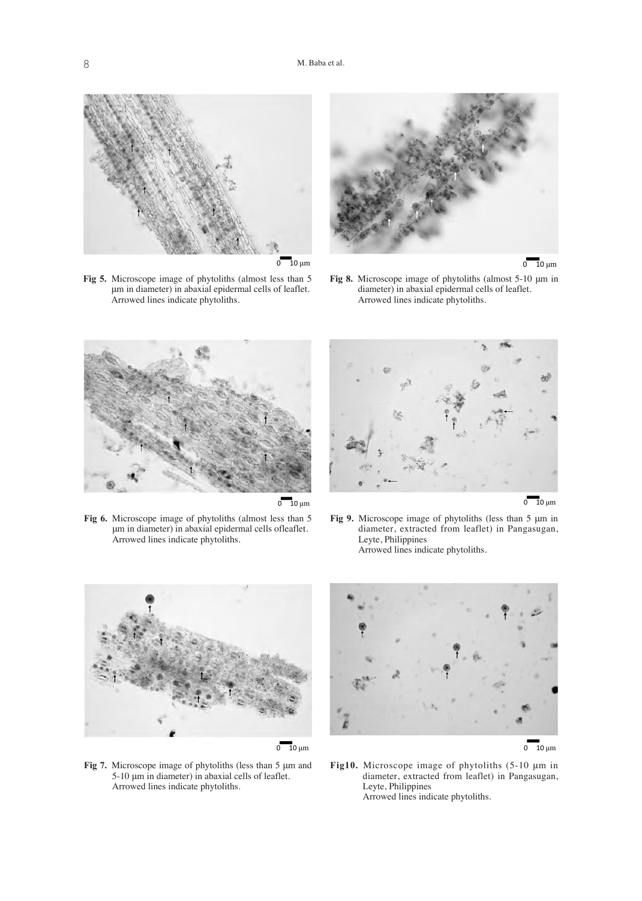Fig 5. Microscope image of phytoliths (almost less than 5 µm in diameter) in abaxial epidermal cells of leaflet. Arrowed lines indicate phytoliths.

Fig 6. Microscope image of phytoliths (almost less than 5 µm in diameter) in abaxial epidermal cells ofleaflet. Arrowed lines indicate phytoliths.

Fig 7. Microscope image of phytoliths (less than 5 µm and 5-10 µm in diameter) in abaxial cells of leaflet. Arrowed lines indicate phytoliths.

Fig 8. Microscope image of phytoliths (almost 5-10 µm in diameter) in abaxial epidermal cells of leaflet. Arrowed lines indicate phytoliths.

Fig 9. Microscope image of phytoliths (less than 5 µm in diameter, extracted from leaflet) in Pangasugan, Leyte, Philippines
Arrowed lines indicate phytoliths.

Fig10. Microscope image of phytoliths (5-10 µm in diameter, extracted from leaflet) in Pangasugan, Leyte, Philippines
Arrowed lines indicate phytoliths.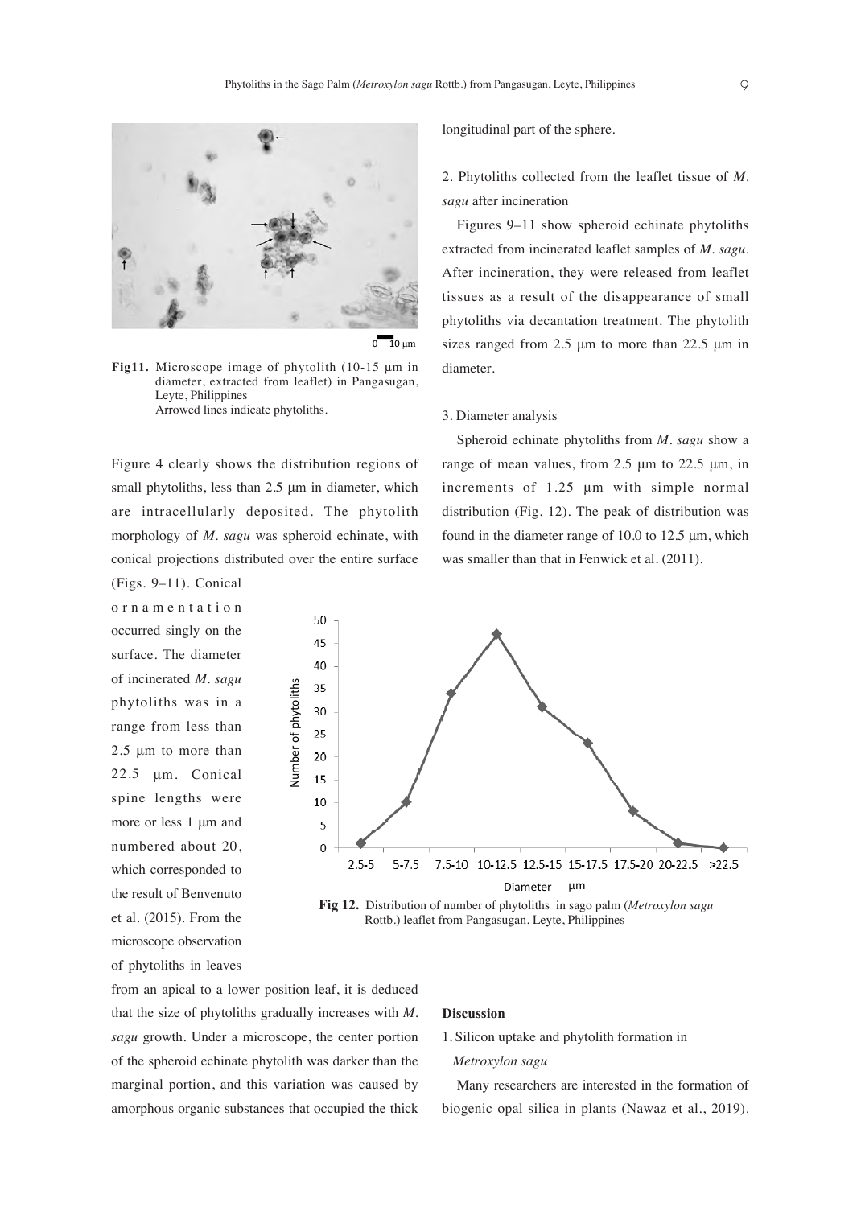Fig11. Microscope image of phytolith (10-15 μm in diameter, extracted from leaflet) in Pangasugan, Leyte, Philippines
Arrowed lines indicate phytoliths.

Figure 4 clearly shows the distribution regions of small phytoliths, less than 2.5 μm in diameter, which are intracellularly deposited. The phytolith morphology of *M. sagu* was spheroid echinate, with conical projections distributed over the entire surface (Figs. 9–11). Conical ornamentation occurred singly on the surface. The diameter of incinerated *M. sagu* phytoliths was in a range from less than 2.5 μm to more than 22.5 μm. Conical spine lengths were more or less 1 μm and numbered about 20, which corresponded to the result of Benvenuto et al. (2015). From the microscope observation of phytoliths in leaves from an apical to a lower position leaf, it is deduced that the size of phytoliths gradually increases with *M. sagu* growth. Under a microscope, the center portion of the spheroid echinate phytolith was darker than the marginal portion, and this variation was caused by amorphous organic substances that occupied the thick longitudinal part of the sphere.

2. Phytoliths collected from the leaflet tissue of *M. sagu* after incineration

Figures 9–11 show spheroid echinate phytoliths extracted from incinerated leaflet samples of *M. sagu*. After incineration, they were released from leaflet tissues as a result of the disappearance of small phytoliths via decantation treatment. The phytolith sizes ranged from 2.5 μm to more than 22.5 μm in diameter.

3. Diameter analysis

Spheroid echinate phytoliths from *M. sagu* show a range of mean values, from 2.5 μm to 22.5 μm, in increments of 1.25 μm with simple normal distribution (Fig. 12). The peak of distribution was found in the diameter range of 10.0 to 12.5 μm, which was smaller than that in Fenwick et al. (2011).

Fig 12. Distribution of number of phytoliths in sago palm (*Metroxylon sagu* Rottb.) leaflet from Pangasugan, Leyte, Philippines

## Discussion

1. Silicon uptake and phytolith formation in *Metroxylon sagu*

Many researchers are interested in the formation of biogenic opal silica in plants (Nawaz et al., 2019).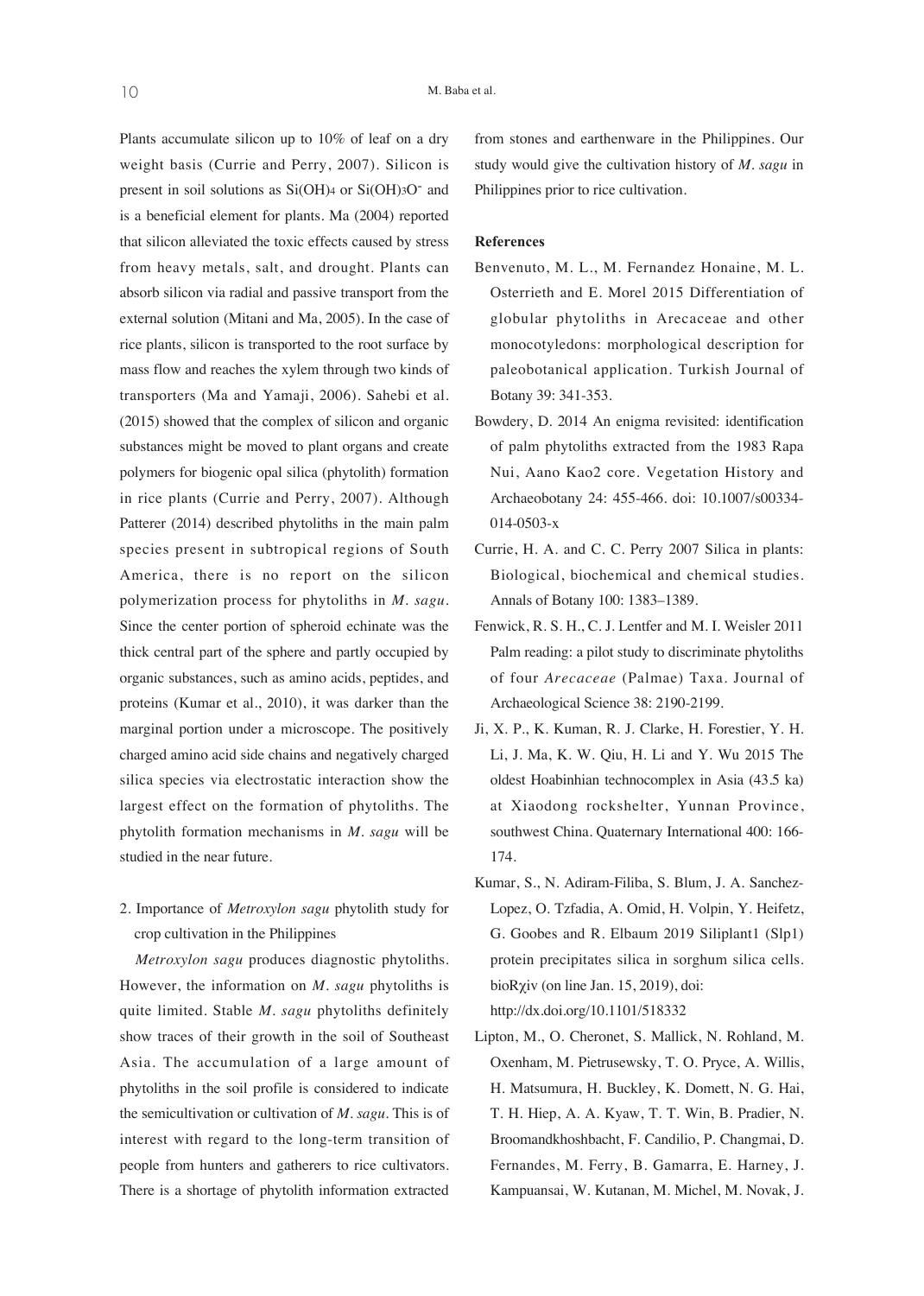Plants accumulate silicon up to 10% of leaf on a dry weight basis (Currie and Perry, 2007). Silicon is present in soil solutions as $Si(OH)_4$ or $Si(OH)_3O^-$ and is a beneficial element for plants. Ma (2004) reported that silicon alleviated the toxic effects caused by stress from heavy metals, salt, and drought. Plants can absorb silicon via radial and passive transport from the external solution (Mitani and Ma, 2005). In the case of rice plants, silicon is transported to the root surface by mass flow and reaches the xylem through two kinds of transporters (Ma and Yamaji, 2006). Sahebi et al. (2015) showed that the complex of silicon and organic substances might be moved to plant organs and create polymers for biogenic opal silica (phytolith) formation in rice plants (Currie and Perry, 2007). Although Patterer (2014) described phytoliths in the main palm species present in subtropical regions of South America, there is no report on the silicon polymerization process for phytoliths in *M. sagu*. Since the center portion of spheroid echinate was the thick central part of the sphere and partly occupied by organic substances, such as amino acids, peptides, and proteins (Kumar et al., 2010), it was darker than the marginal portion under a microscope. The positively charged amino acid side chains and negatively charged silica species via electrostatic interaction show the largest effect on the formation of phytoliths. The phytolith formation mechanisms in *M. sagu* will be studied in the near future.

2. Importance of *Metroxylon sagu* phytolith study for crop cultivation in the Philippines

*Metroxylon sagu* produces diagnostic phytoliths. However, the information on *M. sagu* phytoliths is quite limited. Stable *M. sagu* phytoliths definitely show traces of their growth in the soil of Southeast Asia. The accumulation of a large amount of phytoliths in the soil profile is considered to indicate the semicultivation or cultivation of *M. sagu*. This is of interest with regard to the long-term transition of people from hunters and gatherers to rice cultivators. There is a shortage of phytolith information extracted from stones and earthenware in the Philippines. Our study would give the cultivation history of *M. sagu* in Philippines prior to rice cultivation.

**References**

Benvenuto, M. L., M. Fernandez Honaine, M. L. Osterrieth and E. Morel 2015 Differentiation of globular phytoliths in Arecaceae and other monocotyledons: morphological description for paleobotanical application. Turkish Journal of Botany 39: 341-353.

Bowdery, D. 2014 An enigma revisited: identification of palm phytoliths extracted from the 1983 Rapa Nui, Aano Kao2 core. Vegetation History and Archaeobotany 24: 455-466. doi: 10.1007/s00334-014-0503-x

Currie, H. A. and C. C. Perry 2007 Silica in plants: Biological, biochemical and chemical studies. Annals of Botany 100: 1383–1389.

Fenwick, R. S. H., C. J. Lentfer and M. I. Weisler 2011 Palm reading: a pilot study to discriminate phytoliths of four *Arecaceae* (Palmae) Taxa. Journal of Archaeological Science 38: 2190-2199.

Ji, X. P., K. Kuman, R. J. Clarke, H. Forestier, Y. H. Li, J. Ma, K. W. Qiu, H. Li and Y. Wu 2015 The oldest Hoabinhian technocomplex in Asia (43.5 ka) at Xiaodong rockshelter, Yunnan Province, southwest China. Quaternary International 400: 166-174.

Kumar, S., N. Adiram-Filiba, S. Blum, J. A. Sanchez-Lopez, O. Tzfadia, A. Omid, H. Volpin, Y. Heifetz, G. Goobes and R. Elbaum 2019 Siliplant1 (Slp1) protein precipitates silica in sorghum silica cells. bioRχiv (on line Jan. 15, 2019), doi: http://dx.doi.org/10.1101/518332

Lipton, M., O. Cheronet, S. Mallick, N. Rohland, M. Oxenham, M. Pietrusewsky, T. O. Pryce, A. Willis, H. Matsumura, H. Buckley, K. Domett, N. G. Hai, T. H. Hiep, A. A. Kyaw, T. T. Win, B. Pradier, N. Broomandkhoshbacht, F. Candilio, P. Changmai, D. Fernandes, M. Ferry, B. Gamarra, E. Harney, J. Kampuansai, W. Kutanan, M. Michel, M. Novak, J.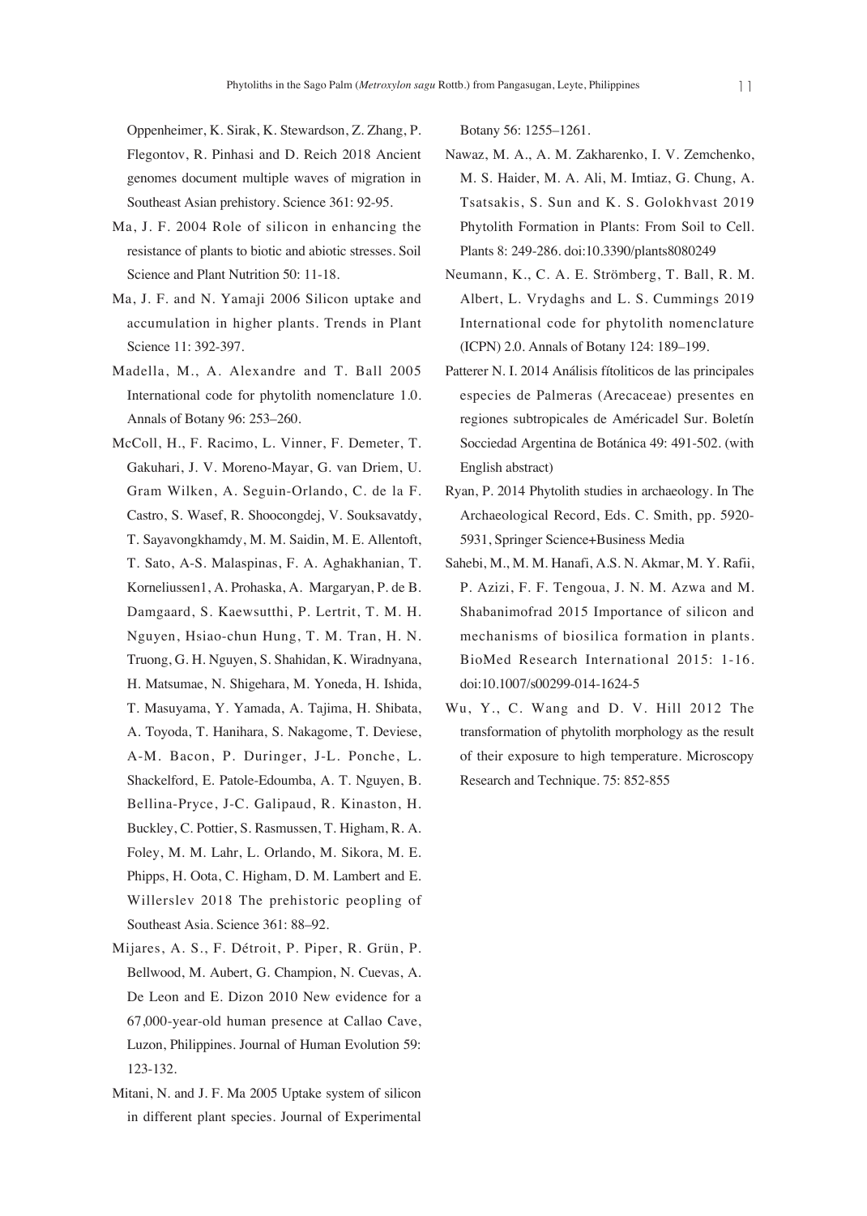Oppenheimer, K. Sirak, K. Stewardson, Z. Zhang, P. Flegontov, R. Pinhasi and D. Reich 2018 Ancient genomes document multiple waves of migration in Southeast Asian prehistory. Science 361: 92-95.

Ma, J. F. 2004 Role of silicon in enhancing the resistance of plants to biotic and abiotic stresses. Soil Science and Plant Nutrition 50: 11-18.

Ma, J. F. and N. Yamaji 2006 Silicon uptake and accumulation in higher plants. Trends in Plant Science 11: 392-397.

Madella, M., A. Alexandre and T. Ball 2005 International code for phytolith nomenclature 1.0. Annals of Botany 96: 253–260.

McColl, H., F. Racimo, L. Vinner, F. Demeter, T. Gakuhari, J. V. Moreno-Mayar, G. van Driem, U. Gram Wilken, A. Seguin-Orlando, C. de la F. Castro, S. Wasef, R. Shoocongdej, V. Souksavatdy, T. Sayavongkhamdy, M. M. Saidin, M. E. Allentoft, T. Sato, A-S. Malaspinas, F. A. Aghakhanian, T. Korneliussen1, A. Prohaska, A. Margaryan, P. de B. Damgaard, S. Kaewsutthi, P. Lertrit, T. M. H. Nguyen, Hsiao-chun Hung, T. M. Tran, H. N. Truong, G. H. Nguyen, S. Shahidan, K. Wiradnyana, H. Matsumae, N. Shigehara, M. Yoneda, H. Ishida, T. Masuyama, Y. Yamada, A. Tajima, H. Shibata, A. Toyoda, T. Hanihara, S. Nakagome, T. Deviese, A-M. Bacon, P. Duringer, J-L. Ponche, L. Shackelford, E. Patole-Edoumba, A. T. Nguyen, B. Bellina-Pryce, J-C. Galipaud, R. Kinaston, H. Buckley, C. Pottier, S. Rasmussen, T. Higham, R. A. Foley, M. M. Lahr, L. Orlando, M. Sikora, M. E. Phipps, H. Oota, C. Higham, D. M. Lambert and E. Willerslev 2018 The prehistoric peopling of Southeast Asia. Science 361: 88–92.

Mijares, A. S., F. Détroit, P. Piper, R. Grün, P. Bellwood, M. Aubert, G. Champion, N. Cuevas, A. De Leon and E. Dizon 2010 New evidence for a 67,000-year-old human presence at Callao Cave, Luzon, Philippines. Journal of Human Evolution 59: 123-132.

Mitani, N. and J. F. Ma 2005 Uptake system of silicon in different plant species. Journal of Experimental Botany 56: 1255–1261.

Nawaz, M. A., A. M. Zakharenko, I. V. Zemchenko, M. S. Haider, M. A. Ali, M. Imtiaz, G. Chung, A. Tsatsakis, S. Sun and K. S. Golokhvast 2019 Phytolith Formation in Plants: From Soil to Cell. Plants 8: 249-286. doi:10.3390/plants8080249

Neumann, K., C. A. E. Strömberg, T. Ball, R. M. Albert, L. Vrydaghs and L. S. Cummings 2019 International code for phytolith nomenclature (ICPN) 2.0. Annals of Botany 124: 189–199.

Patterer N. I. 2014 Análisis fítoliticos de las principales especies de Palmeras (Arecaceae) presentes en regiones subtropicales de Américadel Sur. Boletín Socciedad Argentina de Botánica 49: 491-502. (with English abstract)

Ryan, P. 2014 Phytolith studies in archaeology. In The Archaeological Record, Eds. C. Smith, pp. 5920-5931, Springer Science+Business Media

Sahebi, M., M. M. Hanafi, A.S. N. Akmar, M. Y. Rafii, P. Azizi, F. F. Tengoua, J. N. M. Azwa and M. Shabanimofrad 2015 Importance of silicon and mechanisms of biosilica formation in plants. BioMed Research International 2015: 1-16. doi:10.1007/s00299-014-1624-5

Wu, Y., C. Wang and D. V. Hill 2012 The transformation of phytolith morphology as the result of their exposure to high temperature. Microscopy Research and Technique. 75: 852-855